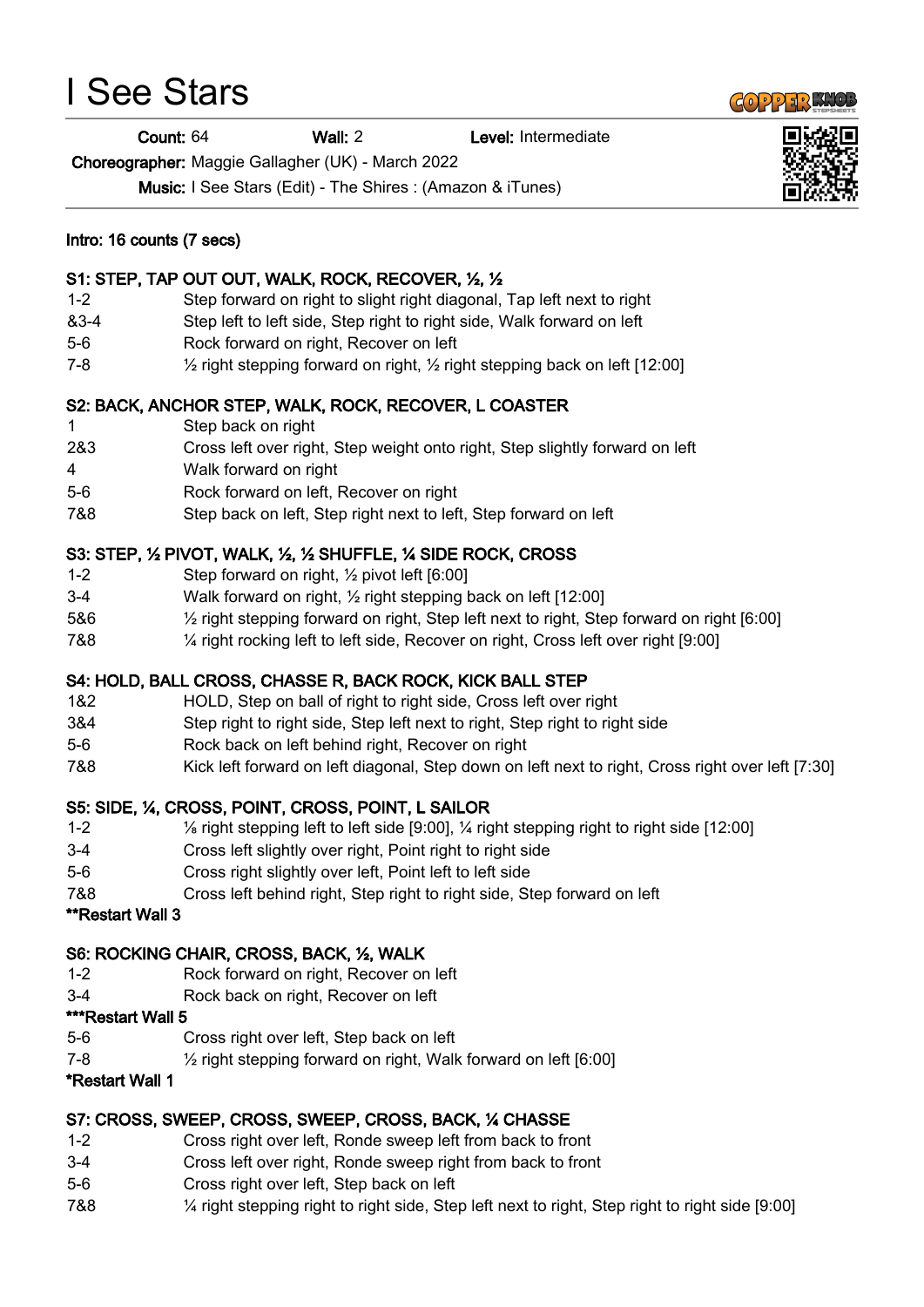# I See Stars

**Count:** 64 **Wall:** 2 **Level:** Intermediate

**Choreographer:** Maggie Gallagher (UK) - March 2022

**Music:** I See Stars (Edit) - The Shires : (Amazon & iTunes)

**Intro: 16 counts (7 secs)**

**S1: STEP, TAP OUT OUT, WALK, ROCK, RECOVER, ½, ½**

| | |
|---|---|
| 1-2 | Step forward on right to slight right diagonal, Tap left next to right |
| &3-4 | Step left to left side, Step right to right side, Walk forward on left |
| 5-6 | Rock forward on right, Recover on left |
| 7-8 | ½ right stepping forward on right, ½ right stepping back on left [12:00] |

**S2: BACK, ANCHOR STEP, WALK, ROCK, RECOVER, L COASTER**

| | |
|---|---|
| 1 | Step back on right |
| 2&3 | Cross left over right, Step weight onto right, Step slightly forward on left |
| 4 | Walk forward on right |
| 5-6 | Rock forward on left, Recover on right |
| 7&8 | Step back on left, Step right next to left, Step forward on left |

**S3: STEP, ½ PIVOT, WALK, ½, ½ SHUFFLE, ¼ SIDE ROCK, CROSS**

| | |
|---|---|
| 1-2 | Step forward on right, ½ pivot left [6:00] |
| 3-4 | Walk forward on right, ½ right stepping back on left [12:00] |
| 5&6 | ½ right stepping forward on right, Step left next to right, Step forward on right [6:00] |
| 7&8 | ¼ right rocking left to left side, Recover on right, Cross left over right [9:00] |

**S4: HOLD, BALL CROSS, CHASSE R, BACK ROCK, KICK BALL STEP**

| | |
|---|---|
| 1&2 | HOLD, Step on ball of right to right side, Cross left over right |
| 3&4 | Step right to right side, Step left next to right, Step right to right side |
| 5-6 | Rock back on left behind right, Recover on right |
| 7&8 | Kick left forward on left diagonal, Step down on left next to right, Cross right over left [7:30] |

**S5: SIDE, ¼, CROSS, POINT, CROSS, POINT, L SAILOR**

| | |
|---|---|
| 1-2 | ⅛ right stepping left to left side [9:00], ¼ right stepping right to right side [12:00] |
| 3-4 | Cross left slightly over right, Point right to right side |
| 5-6 | Cross right slightly over left, Point left to left side |
| 7&8 | Cross left behind right, Step right to right side, Step forward on left |

**\*\*Restart Wall 3**

**S6: ROCKING CHAIR, CROSS, BACK, ½, WALK**

| | |
|---|---|
| 1-2 | Rock forward on right, Recover on left |
| 3-4 | Rock back on right, Recover on left |

**\*\*\*Restart Wall 5**

| | |
|---|---|
| 5-6 | Cross right over left, Step back on left |
| 7-8 | ½ right stepping forward on right, Walk forward on left [6:00] |

**\*Restart Wall 1**

**S7: CROSS, SWEEP, CROSS, SWEEP, CROSS, BACK, ¼ CHASSE**

| | |
|---|---|
| 1-2 | Cross right over left, Ronde sweep left from back to front |
| 3-4 | Cross left over right, Ronde sweep right from back to front |
| 5-6 | Cross right over left, Step back on left |
| 7&8 | ¼ right stepping right to right side, Step left next to right, Step right to right side [9:00] |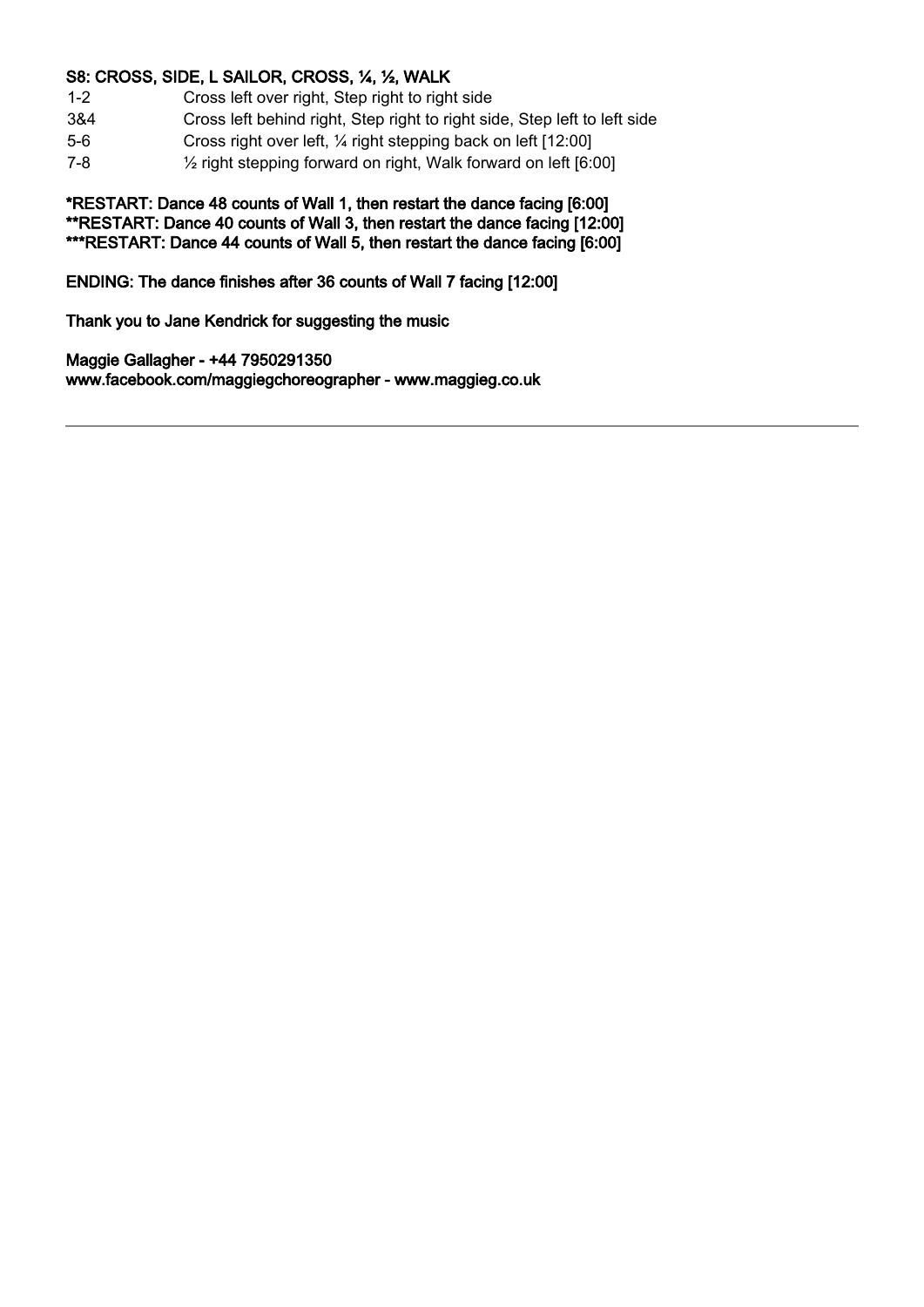**S8: CROSS, SIDE, L SAILOR, CROSS, ¼, ½, WALK**

| | |
|---|---|
| 1-2 | Cross left over right, Step right to right side |
| 3&4 | Cross left behind right, Step right to right side, Step left to left side |
| 5-6 | Cross right over left, ¼ right stepping back on left [12:00] |
| 7-8 | ½ right stepping forward on right, Walk forward on left [6:00] |

**\*RESTART: Dance 48 counts of Wall 1, then restart the dance facing [6:00]**
**\*\*RESTART: Dance 40 counts of Wall 3, then restart the dance facing [12:00]**
**\*\*\*RESTART: Dance 44 counts of Wall 5, then restart the dance facing [6:00]**

**ENDING: The dance finishes after 36 counts of Wall 7 facing [12:00]**

**Thank you to Jane Kendrick for suggesting the music**

**Maggie Gallagher - +44 7950291350**
**www.facebook.com/maggiegchoreographer - www.maggieg.co.uk**